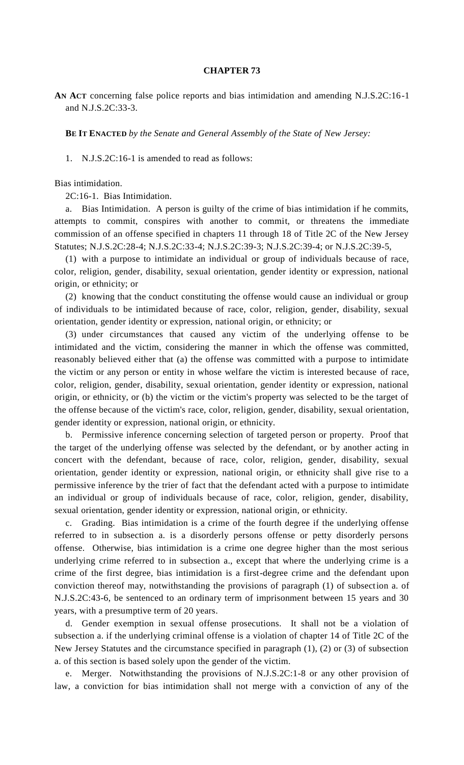# CHAPTER 73

**AN ACT** concerning false police reports and bias intimidation and amending N.J.S.2C:16-1 and N.J.S.2C:33-3.

**BE IT ENACTED** *by the Senate and General Assembly of the State of New Jersey:*

1. N.J.S.2C:16-1 is amended to read as follows:

Bias intimidation.

2C:16-1. Bias Intimidation.

a. Bias Intimidation. A person is guilty of the crime of bias intimidation if he commits, attempts to commit, conspires with another to commit, or threatens the immediate commission of an offense specified in chapters 11 through 18 of Title 2C of the New Jersey Statutes; N.J.S.2C:28-4; N.J.S.2C:33-4; N.J.S.2C:39-3; N.J.S.2C:39-4; or N.J.S.2C:39-5,

(1) with a purpose to intimidate an individual or group of individuals because of race, color, religion, gender, disability, sexual orientation, gender identity or expression, national origin, or ethnicity; or

(2) knowing that the conduct constituting the offense would cause an individual or group of individuals to be intimidated because of race, color, religion, gender, disability, sexual orientation, gender identity or expression, national origin, or ethnicity; or

(3) under circumstances that caused any victim of the underlying offense to be intimidated and the victim, considering the manner in which the offense was committed, reasonably believed either that (a) the offense was committed with a purpose to intimidate the victim or any person or entity in whose welfare the victim is interested because of race, color, religion, gender, disability, sexual orientation, gender identity or expression, national origin, or ethnicity, or (b) the victim or the victim's property was selected to be the target of the offense because of the victim's race, color, religion, gender, disability, sexual orientation, gender identity or expression, national origin, or ethnicity.

b. Permissive inference concerning selection of targeted person or property. Proof that the target of the underlying offense was selected by the defendant, or by another acting in concert with the defendant, because of race, color, religion, gender, disability, sexual orientation, gender identity or expression, national origin, or ethnicity shall give rise to a permissive inference by the trier of fact that the defendant acted with a purpose to intimidate an individual or group of individuals because of race, color, religion, gender, disability, sexual orientation, gender identity or expression, national origin, or ethnicity.

c. Grading. Bias intimidation is a crime of the fourth degree if the underlying offense referred to in subsection a. is a disorderly persons offense or petty disorderly persons offense. Otherwise, bias intimidation is a crime one degree higher than the most serious underlying crime referred to in subsection a., except that where the underlying crime is a crime of the first degree, bias intimidation is a first-degree crime and the defendant upon conviction thereof may, notwithstanding the provisions of paragraph (1) of subsection a. of N.J.S.2C:43-6, be sentenced to an ordinary term of imprisonment between 15 years and 30 years, with a presumptive term of 20 years.

d. Gender exemption in sexual offense prosecutions. It shall not be a violation of subsection a. if the underlying criminal offense is a violation of chapter 14 of Title 2C of the New Jersey Statutes and the circumstance specified in paragraph (1), (2) or (3) of subsection a. of this section is based solely upon the gender of the victim.

e. Merger. Notwithstanding the provisions of N.J.S.2C:1-8 or any other provision of law, a conviction for bias intimidation shall not merge with a conviction of any of the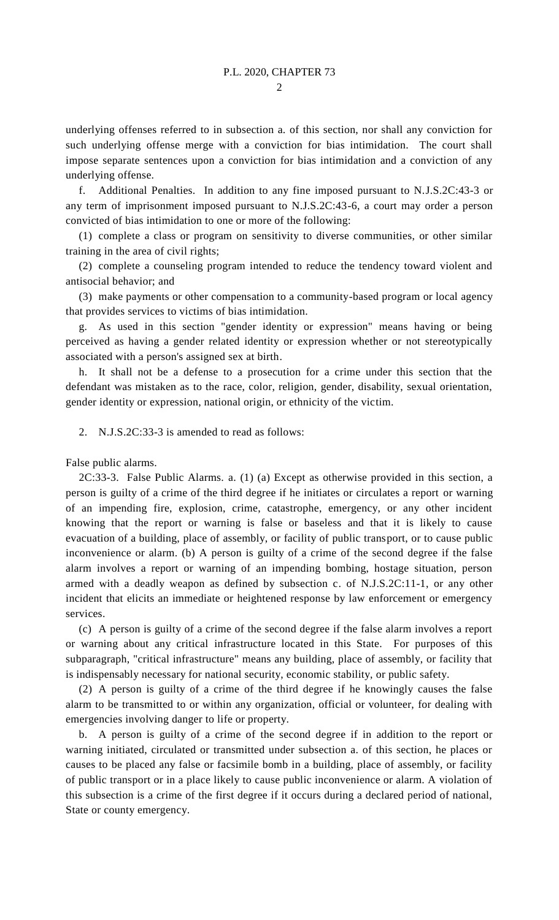underlying offenses referred to in subsection a. of this section, nor shall any conviction for such underlying offense merge with a conviction for bias intimidation. The court shall impose separate sentences upon a conviction for bias intimidation and a conviction of any underlying offense.

f. Additional Penalties. In addition to any fine imposed pursuant to N.J.S.2C:43-3 or any term of imprisonment imposed pursuant to N.J.S.2C:43-6, a court may order a person convicted of bias intimidation to one or more of the following:

(1) complete a class or program on sensitivity to diverse communities, or other similar training in the area of civil rights;

(2) complete a counseling program intended to reduce the tendency toward violent and antisocial behavior; and

(3) make payments or other compensation to a community-based program or local agency that provides services to victims of bias intimidation.

g. As used in this section "gender identity or expression" means having or being perceived as having a gender related identity or expression whether or not stereotypically associated with a person's assigned sex at birth.

h. It shall not be a defense to a prosecution for a crime under this section that the defendant was mistaken as to the race, color, religion, gender, disability, sexual orientation, gender identity or expression, national origin, or ethnicity of the victim.

2. N.J.S.2C:33-3 is amended to read as follows:

False public alarms.

2C:33-3. False Public Alarms. a. (1) (a) Except as otherwise provided in this section, a person is guilty of a crime of the third degree if he initiates or circulates a report or warning of an impending fire, explosion, crime, catastrophe, emergency, or any other incident knowing that the report or warning is false or baseless and that it is likely to cause evacuation of a building, place of assembly, or facility of public transport, or to cause public inconvenience or alarm. (b) A person is guilty of a crime of the second degree if the false alarm involves a report or warning of an impending bombing, hostage situation, person armed with a deadly weapon as defined by subsection c. of N.J.S.2C:11-1, or any other incident that elicits an immediate or heightened response by law enforcement or emergency services.

(c) A person is guilty of a crime of the second degree if the false alarm involves a report or warning about any critical infrastructure located in this State. For purposes of this subparagraph, "critical infrastructure" means any building, place of assembly, or facility that is indispensably necessary for national security, economic stability, or public safety.

(2) A person is guilty of a crime of the third degree if he knowingly causes the false alarm to be transmitted to or within any organization, official or volunteer, for dealing with emergencies involving danger to life or property.

b. A person is guilty of a crime of the second degree if in addition to the report or warning initiated, circulated or transmitted under subsection a. of this section, he places or causes to be placed any false or facsimile bomb in a building, place of assembly, or facility of public transport or in a place likely to cause public inconvenience or alarm. A violation of this subsection is a crime of the first degree if it occurs during a declared period of national, State or county emergency.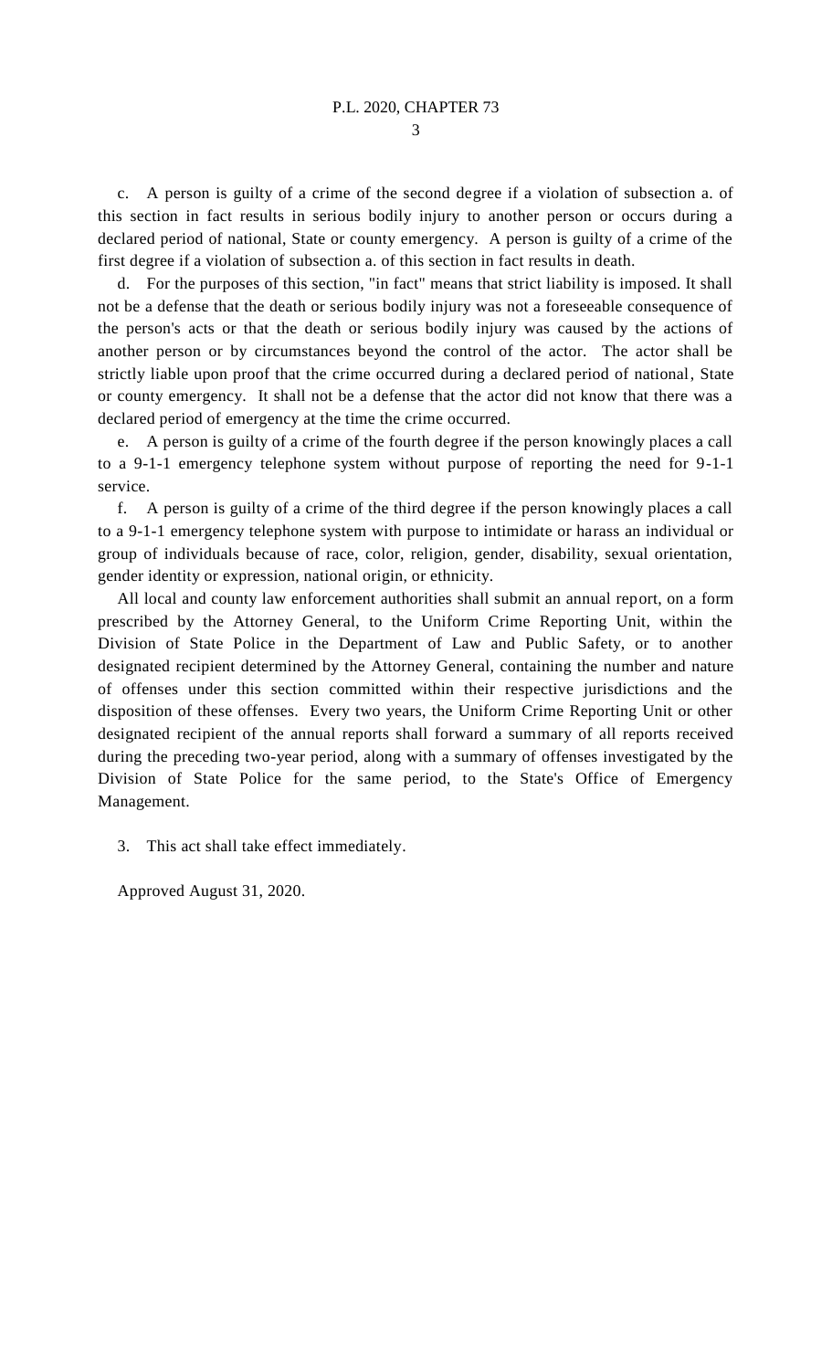c. A person is guilty of a crime of the second degree if a violation of subsection a. of this section in fact results in serious bodily injury to another person or occurs during a declared period of national, State or county emergency. A person is guilty of a crime of the first degree if a violation of subsection a. of this section in fact results in death.

d. For the purposes of this section, "in fact" means that strict liability is imposed. It shall not be a defense that the death or serious bodily injury was not a foreseeable consequence of the person's acts or that the death or serious bodily injury was caused by the actions of another person or by circumstances beyond the control of the actor. The actor shall be strictly liable upon proof that the crime occurred during a declared period of national, State or county emergency. It shall not be a defense that the actor did not know that there was a declared period of emergency at the time the crime occurred.

e. A person is guilty of a crime of the fourth degree if the person knowingly places a call to a 9-1-1 emergency telephone system without purpose of reporting the need for 9-1-1 service.

f. A person is guilty of a crime of the third degree if the person knowingly places a call to a 9-1-1 emergency telephone system with purpose to intimidate or harass an individual or group of individuals because of race, color, religion, gender, disability, sexual orientation, gender identity or expression, national origin, or ethnicity.

All local and county law enforcement authorities shall submit an annual report, on a form prescribed by the Attorney General, to the Uniform Crime Reporting Unit, within the Division of State Police in the Department of Law and Public Safety, or to another designated recipient determined by the Attorney General, containing the number and nature of offenses under this section committed within their respective jurisdictions and the disposition of these offenses. Every two years, the Uniform Crime Reporting Unit or other designated recipient of the annual reports shall forward a summary of all reports received during the preceding two-year period, along with a summary of offenses investigated by the Division of State Police for the same period, to the State's Office of Emergency Management.

3. This act shall take effect immediately.

Approved August 31, 2020.